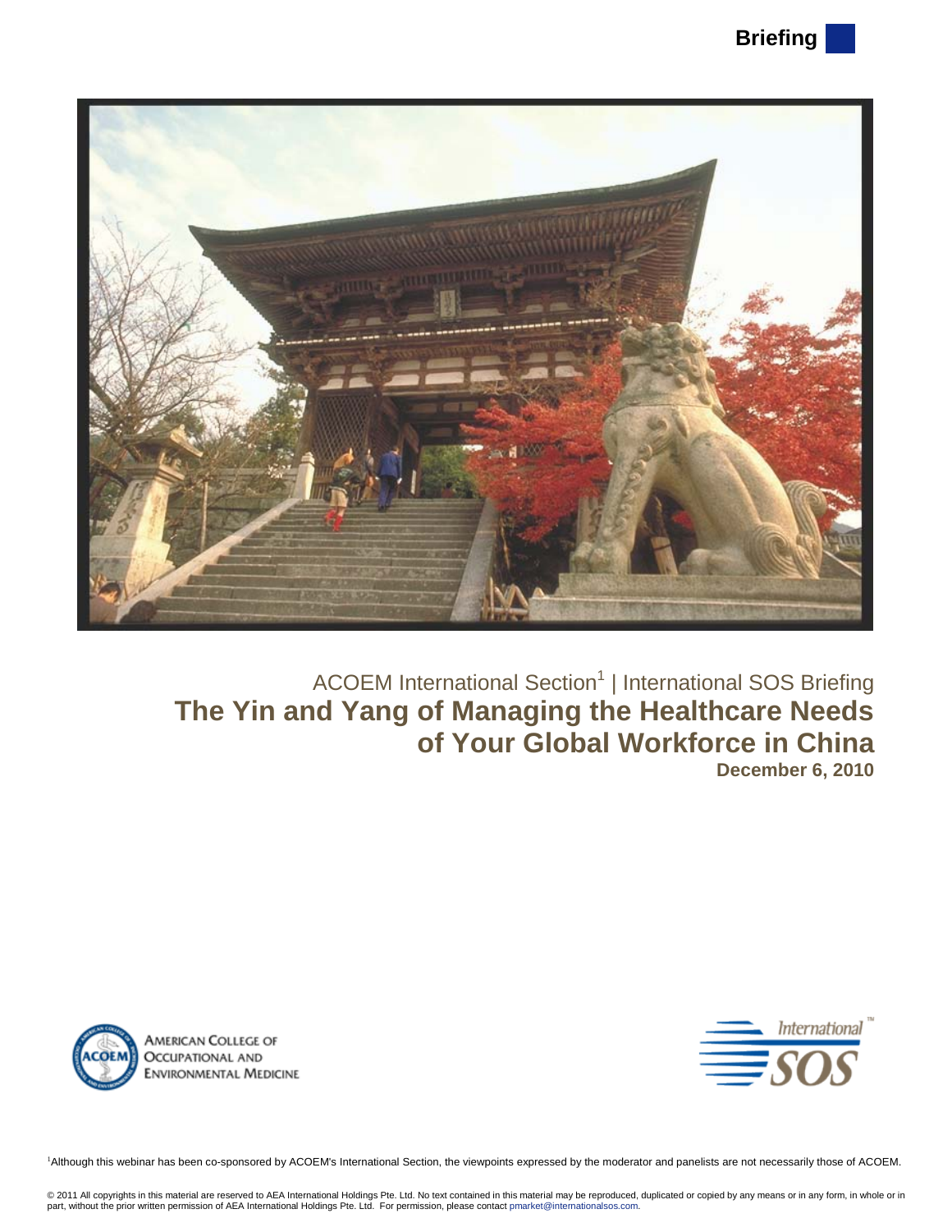Briefing

ACOEM International Section[1] | International SOS Briefing

# The Yin and Yang of Managing the Healthcare Needs of Your Global Workforce in China

**December 6, 2010**

AMERICAN COLLEGE OF OCCUPATIONAL AND ENVIRONMENTAL MEDICINE

International SOS

[1]Although this webinar has been co-sponsored by ACOEM's International Section, the viewpoints expressed by the moderator and panelists are not necessarily those of ACOEM.

© 2011 All copyrights in this material are reserved to AEA International Holdings Pte. Ltd. No text contained in this material may be reproduced, duplicated or copied by any means or in any form, in whole or in part, without the prior written permission of AEA International Holdings Pte. Ltd. For permission, please contact pmarket@internationalsos.com.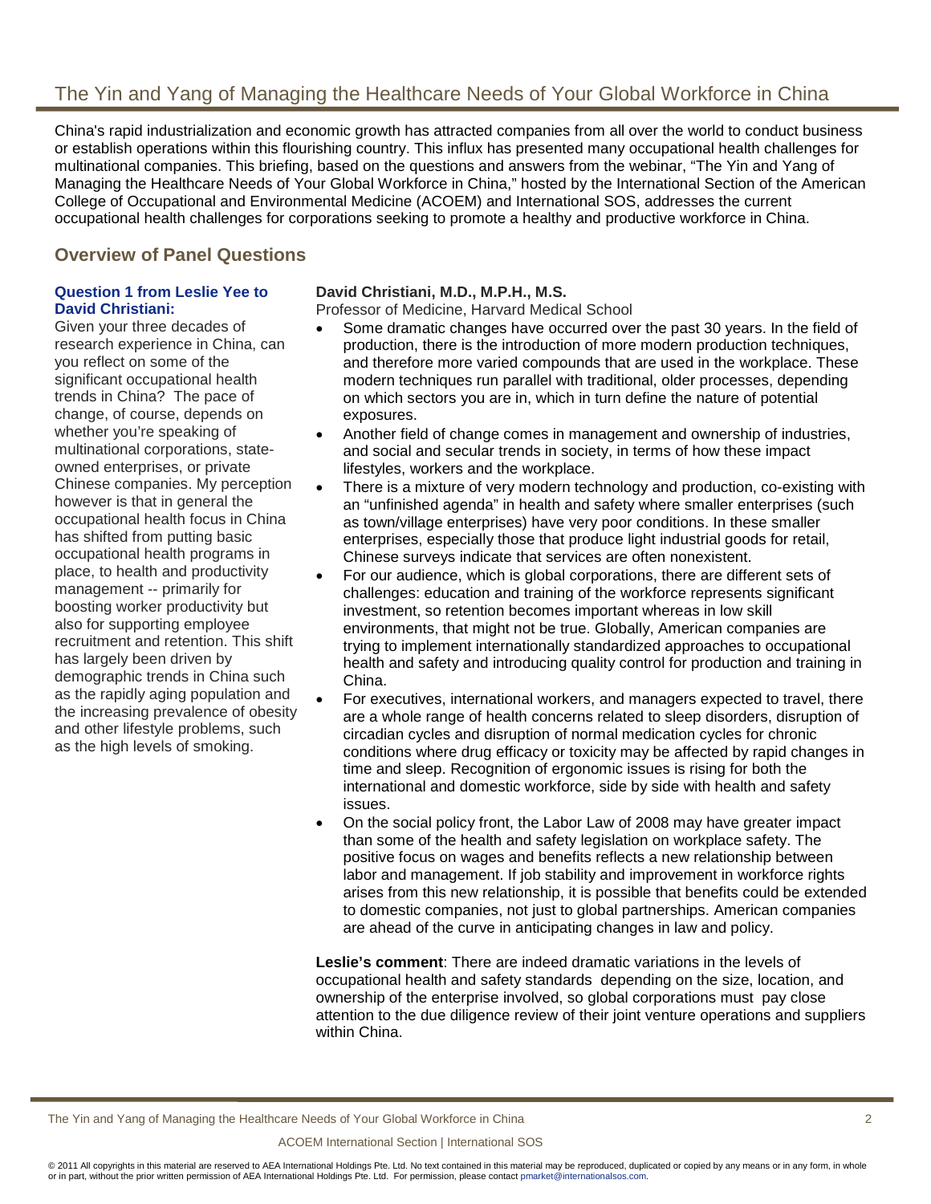# The Yin and Yang of Managing the Healthcare Needs of Your Global Workforce in China

China's rapid industrialization and economic growth has attracted companies from all over the world to conduct business or establish operations within this flourishing country. This influx has presented many occupational health challenges for multinational companies. This briefing, based on the questions and answers from the webinar, "The Yin and Yang of Managing the Healthcare Needs of Your Global Workforce in China," hosted by the International Section of the American College of Occupational and Environmental Medicine (ACOEM) and International SOS, addresses the current occupational health challenges for corporations seeking to promote a healthy and productive workforce in China.

## Overview of Panel Questions

### Question 1 from Leslie Yee to David Christiani:

Given your three decades of research experience in China, can you reflect on some of the significant occupational health trends in China? The pace of change, of course, depends on whether you're speaking of multinational corporations, state-owned enterprises, or private Chinese companies. My perception however is that in general the occupational health focus in China has shifted from putting basic occupational health programs in place, to health and productivity management -- primarily for boosting worker productivity but also for supporting employee recruitment and retention. This shift has largely been driven by demographic trends in China such as the rapidly aging population and the increasing prevalence of obesity and other lifestyle problems, such as the high levels of smoking.

**David Christiani, M.D., M.P.H., M.S.**
Professor of Medicine, Harvard Medical School

- Some dramatic changes have occurred over the past 30 years. In the field of production, there is the introduction of more modern production techniques, and therefore more varied compounds that are used in the workplace. These modern techniques run parallel with traditional, older processes, depending on which sectors you are in, which in turn define the nature of potential exposures.
- Another field of change comes in management and ownership of industries, and social and secular trends in society, in terms of how these impact lifestyles, workers and the workplace.
- There is a mixture of very modern technology and production, co-existing with an "unfinished agenda" in health and safety where smaller enterprises (such as town/village enterprises) have very poor conditions. In these smaller enterprises, especially those that produce light industrial goods for retail, Chinese surveys indicate that services are often nonexistent.
- For our audience, which is global corporations, there are different sets of challenges: education and training of the workforce represents significant investment, so retention becomes important whereas in low skill environments, that might not be true. Globally, American companies are trying to implement internationally standardized approaches to occupational health and safety and introducing quality control for production and training in China.
- For executives, international workers, and managers expected to travel, there are a whole range of health concerns related to sleep disorders, disruption of circadian cycles and disruption of normal medication cycles for chronic conditions where drug efficacy or toxicity may be affected by rapid changes in time and sleep. Recognition of ergonomic issues is rising for both the international and domestic workforce, side by side with health and safety issues.
- On the social policy front, the Labor Law of 2008 may have greater impact than some of the health and safety legislation on workplace safety. The positive focus on wages and benefits reflects a new relationship between labor and management. If job stability and improvement in workforce rights arises from this new relationship, it is possible that benefits could be extended to domestic companies, not just to global partnerships. American companies are ahead of the curve in anticipating changes in law and policy.

**Leslie's comment**: There are indeed dramatic variations in the levels of occupational health and safety standards depending on the size, location, and ownership of the enterprise involved, so global corporations must pay close attention to the due diligence review of their joint venture operations and suppliers within China.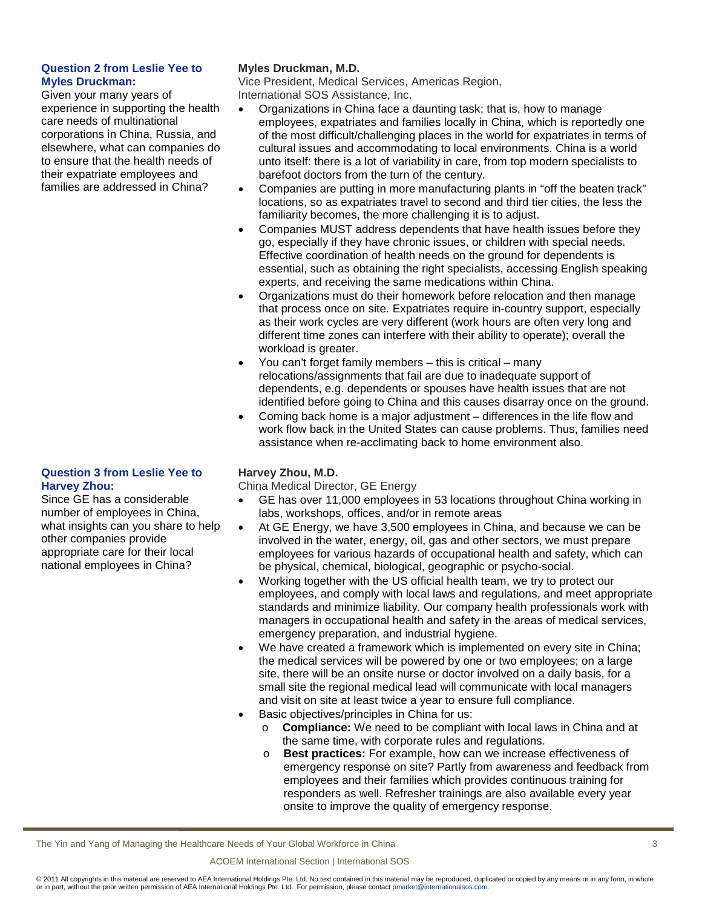**Question 2 from Leslie Yee to Myles Druckman:**

Given your many years of experience in supporting the health care needs of multinational corporations in China, Russia, and elsewhere, what can companies do to ensure that the health needs of their expatriate employees and families are addressed in China?

**Myles Druckman, M.D.**
Vice President, Medical Services, Americas Region,
International SOS Assistance, Inc.

- Organizations in China face a daunting task; that is, how to manage employees, expatriates and families locally in China, which is reportedly one of the most difficult/challenging places in the world for expatriates in terms of cultural issues and accommodating to local environments. China is a world unto itself: there is a lot of variability in care, from top modern specialists to barefoot doctors from the turn of the century.
- Companies are putting in more manufacturing plants in "off the beaten track" locations, so as expatriates travel to second and third tier cities, the less the familiarity becomes, the more challenging it is to adjust.
- Companies MUST address dependents that have health issues before they go, especially if they have chronic issues, or children with special needs. Effective coordination of health needs on the ground for dependents is essential, such as obtaining the right specialists, accessing English speaking experts, and receiving the same medications within China.
- Organizations must do their homework before relocation and then manage that process once on site. Expatriates require in-country support, especially as their work cycles are very different (work hours are often very long and different time zones can interfere with their ability to operate); overall the workload is greater.
- You can't forget family members – this is critical – many relocations/assignments that fail are due to inadequate support of dependents, e.g. dependents or spouses have health issues that are not identified before going to China and this causes disarray once on the ground.
- Coming back home is a major adjustment – differences in the life flow and work flow back in the United States can cause problems. Thus, families need assistance when re-acclimating back to home environment also.

**Question 3 from Leslie Yee to Harvey Zhou:**

Since GE has a considerable number of employees in China, what insights can you share to help other companies provide appropriate care for their local national employees in China?

**Harvey Zhou, M.D.**
China Medical Director, GE Energy

- GE has over 11,000 employees in 53 locations throughout China working in labs, workshops, offices, and/or in remote areas
- At GE Energy, we have 3,500 employees in China, and because we can be involved in the water, energy, oil, gas and other sectors, we must prepare employees for various hazards of occupational health and safety, which can be physical, chemical, biological, geographic or psycho-social.
- Working together with the US official health team, we try to protect our employees, and comply with local laws and regulations, and meet appropriate standards and minimize liability. Our company health professionals work with managers in occupational health and safety in the areas of medical services, emergency preparation, and industrial hygiene.
- We have created a framework which is implemented on every site in China; the medical services will be powered by one or two employees; on a large site, there will be an onsite nurse or doctor involved on a daily basis, for a small site the regional medical lead will communicate with local managers and visit on site at least twice a year to ensure full compliance.
- Basic objectives/principles in China for us:
  - **Compliance:** We need to be compliant with local laws in China and at the same time, with corporate rules and regulations.
  - **Best practices:** For example, how can we increase effectiveness of emergency response on site? Partly from awareness and feedback from employees and their families which provides continuous training for responders as well. Refresher trainings are also available every year onsite to improve the quality of emergency response.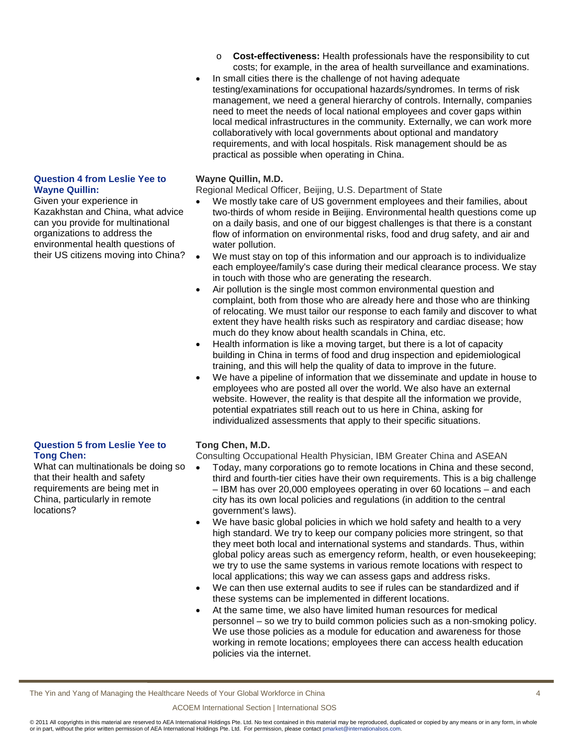- **Cost-effectiveness:** Health professionals have the responsibility to cut costs; for example, in the area of health surveillance and examinations.
- In small cities there is the challenge of not having adequate testing/examinations for occupational hazards/syndromes. In terms of risk management, we need a general hierarchy of controls. Internally, companies need to meet the needs of local national employees and cover gaps within local medical infrastructures in the community. Externally, we can work more collaboratively with local governments about optional and mandatory requirements, and with local hospitals. Risk management should be as practical as possible when operating in China.

**Question 4 from Leslie Yee to Wayne Quillin:**

Given your experience in Kazakhstan and China, what advice can you provide for multinational organizations to address the environmental health questions of their US citizens moving into China?

**Wayne Quillin, M.D.**

Regional Medical Officer, Beijing, U.S. Department of State

- We mostly take care of US government employees and their families, about two-thirds of whom reside in Beijing. Environmental health questions come up on a daily basis, and one of our biggest challenges is that there is a constant flow of information on environmental risks, food and drug safety, and air and water pollution.
- We must stay on top of this information and our approach is to individualize each employee/family's case during their medical clearance process. We stay in touch with those who are generating the research.
- Air pollution is the single most common environmental question and complaint, both from those who are already here and those who are thinking of relocating. We must tailor our response to each family and discover to what extent they have health risks such as respiratory and cardiac disease; how much do they know about health scandals in China, etc.
- Health information is like a moving target, but there is a lot of capacity building in China in terms of food and drug inspection and epidemiological training, and this will help the quality of data to improve in the future.
- We have a pipeline of information that we disseminate and update in house to employees who are posted all over the world. We also have an external website. However, the reality is that despite all the information we provide, potential expatriates still reach out to us here in China, asking for individualized assessments that apply to their specific situations.

**Question 5 from Leslie Yee to Tong Chen:**

What can multinationals be doing so that their health and safety requirements are being met in China, particularly in remote locations?

**Tong Chen, M.D.**

Consulting Occupational Health Physician, IBM Greater China and ASEAN

- Today, many corporations go to remote locations in China and these second, third and fourth-tier cities have their own requirements. This is a big challenge – IBM has over 20,000 employees operating in over 60 locations – and each city has its own local policies and regulations (in addition to the central government's laws).
- We have basic global policies in which we hold safety and health to a very high standard. We try to keep our company policies more stringent, so that they meet both local and international systems and standards. Thus, within global policy areas such as emergency reform, health, or even housekeeping; we try to use the same systems in various remote locations with respect to local applications; this way we can assess gaps and address risks.
- We can then use external audits to see if rules can be standardized and if these systems can be implemented in different locations.
- At the same time, we also have limited human resources for medical personnel – so we try to build common policies such as a non-smoking policy. We use those policies as a module for education and awareness for those working in remote locations; employees there can access health education policies via the internet.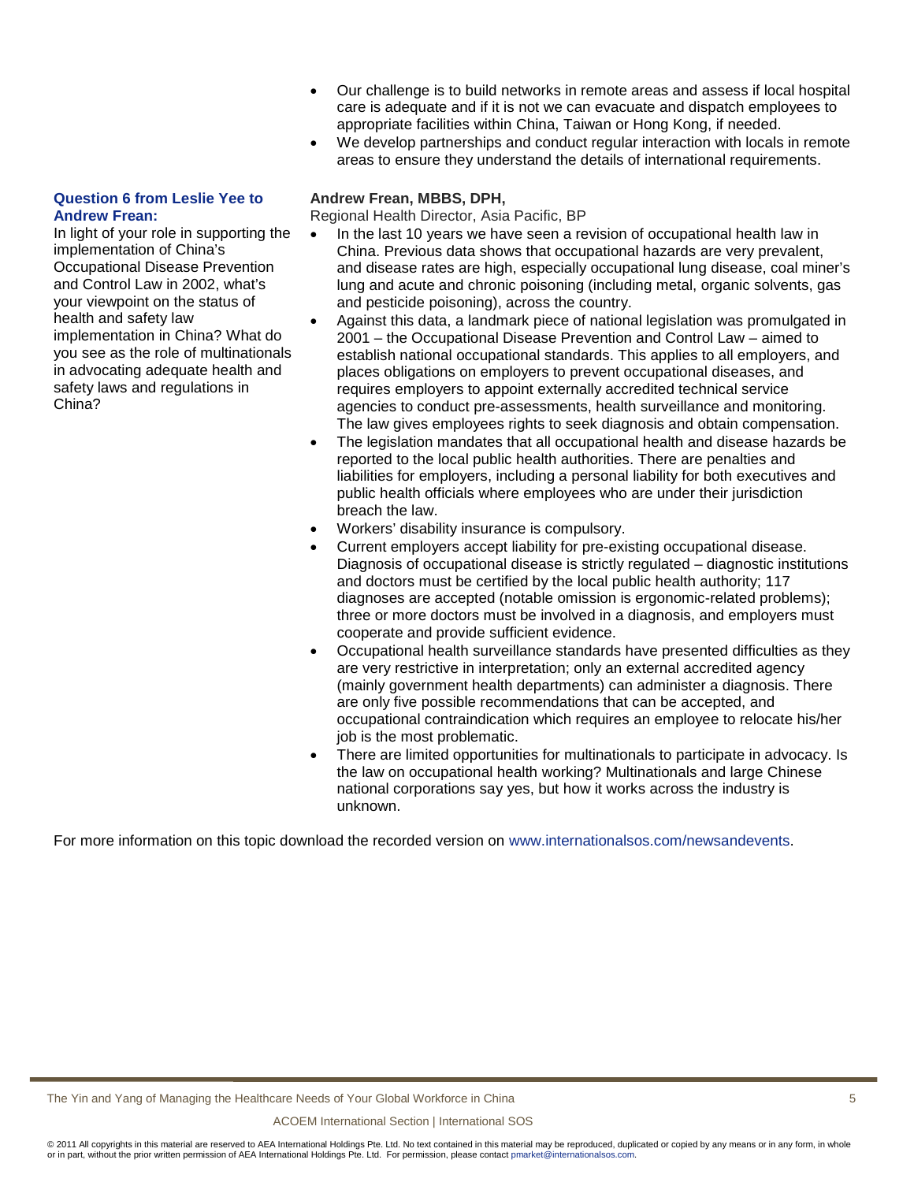- Our challenge is to build networks in remote areas and assess if local hospital care is adequate and if it is not we can evacuate and dispatch employees to appropriate facilities within China, Taiwan or Hong Kong, if needed.
- We develop partnerships and conduct regular interaction with locals in remote areas to ensure they understand the details of international requirements.

**Question 6 from Leslie Yee to Andrew Frean:**

In light of your role in supporting the implementation of China's Occupational Disease Prevention and Control Law in 2002, what's your viewpoint on the status of health and safety law implementation in China? What do you see as the role of multinationals in advocating adequate health and safety laws and regulations in China?

**Andrew Frean, MBBS, DPH,**
Regional Health Director, Asia Pacific, BP

- In the last 10 years we have seen a revision of occupational health law in China. Previous data shows that occupational hazards are very prevalent, and disease rates are high, especially occupational lung disease, coal miner's lung and acute and chronic poisoning (including metal, organic solvents, gas and pesticide poisoning), across the country.
- Against this data, a landmark piece of national legislation was promulgated in 2001 – the Occupational Disease Prevention and Control Law – aimed to establish national occupational standards. This applies to all employers, and places obligations on employers to prevent occupational diseases, and requires employers to appoint externally accredited technical service agencies to conduct pre-assessments, health surveillance and monitoring. The law gives employees rights to seek diagnosis and obtain compensation.
- The legislation mandates that all occupational health and disease hazards be reported to the local public health authorities. There are penalties and liabilities for employers, including a personal liability for both executives and public health officials where employees who are under their jurisdiction breach the law.
- Workers' disability insurance is compulsory.
- Current employers accept liability for pre-existing occupational disease. Diagnosis of occupational disease is strictly regulated – diagnostic institutions and doctors must be certified by the local public health authority; 117 diagnoses are accepted (notable omission is ergonomic-related problems); three or more doctors must be involved in a diagnosis, and employers must cooperate and provide sufficient evidence.
- Occupational health surveillance standards have presented difficulties as they are very restrictive in interpretation; only an external accredited agency (mainly government health departments) can administer a diagnosis. There are only five possible recommendations that can be accepted, and occupational contraindication which requires an employee to relocate his/her job is the most problematic.
- There are limited opportunities for multinationals to participate in advocacy. Is the law on occupational health working? Multinationals and large Chinese national corporations say yes, but how it works across the industry is unknown.

For more information on this topic download the recorded version on www.internationalsos.com/newsandevents.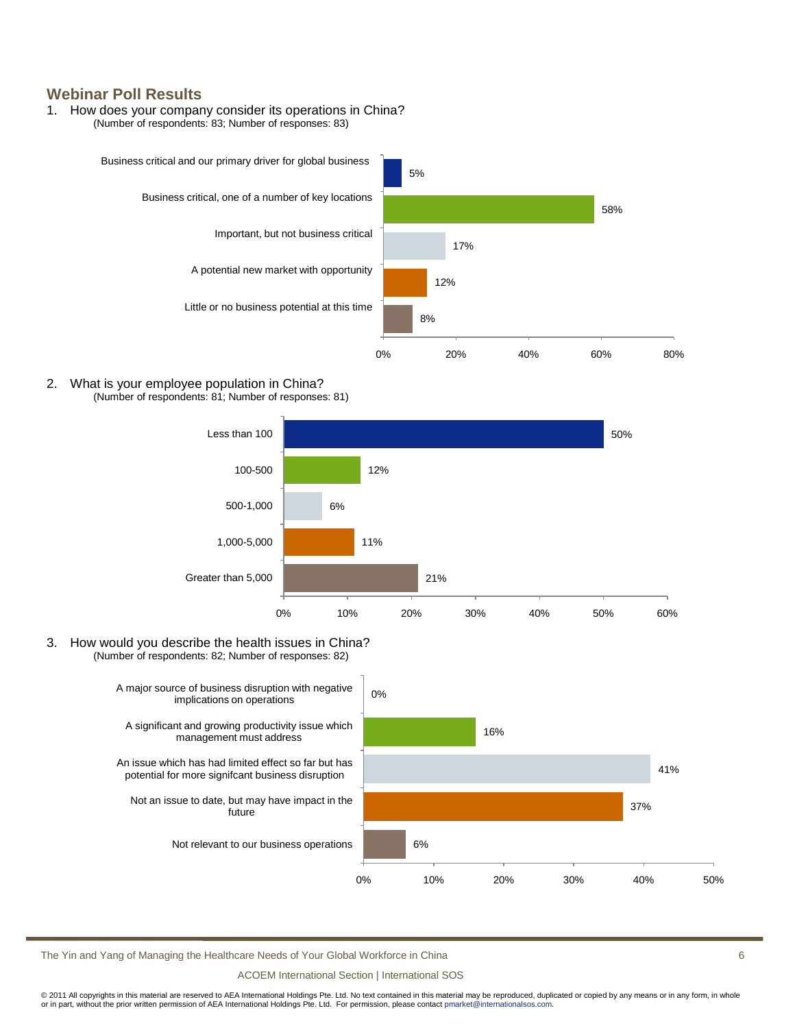## Webinar Poll Results

1. How does your company consider its operations in China?
   (Number of respondents: 83; Number of responses: 83)

| Response | Percentage |
|---|---|
| Business critical and our primary driver for global business | 5% |
| Business critical, one of a number of key locations | 58% |
| Important, but not business critical | 17% |
| A potential new market with opportunity | 12% |
| Little or no business potential at this time | 8% |

2. What is your employee population in China?
   (Number of respondents: 81; Number of responses: 81)

| Response | Percentage |
|---|---|
| Less than 100 | 50% |
| 100-500 | 12% |
| 500-1,000 | 6% |
| 1,000-5,000 | 11% |
| Greater than 5,000 | 21% |

3. How would you describe the health issues in China?
   (Number of respondents: 82; Number of responses: 82)

| Response | Percentage |
|---|---|
| A major source of business disruption with negative implications on operations | 0% |
| A significant and growing productivity issue which management must address | 16% |
| An issue which has had limited effect so far but has potential for more signifcant business disruption | 41% |
| Not an issue to date, but may have impact in the future | 37% |
| Not relevant to our business operations | 6% |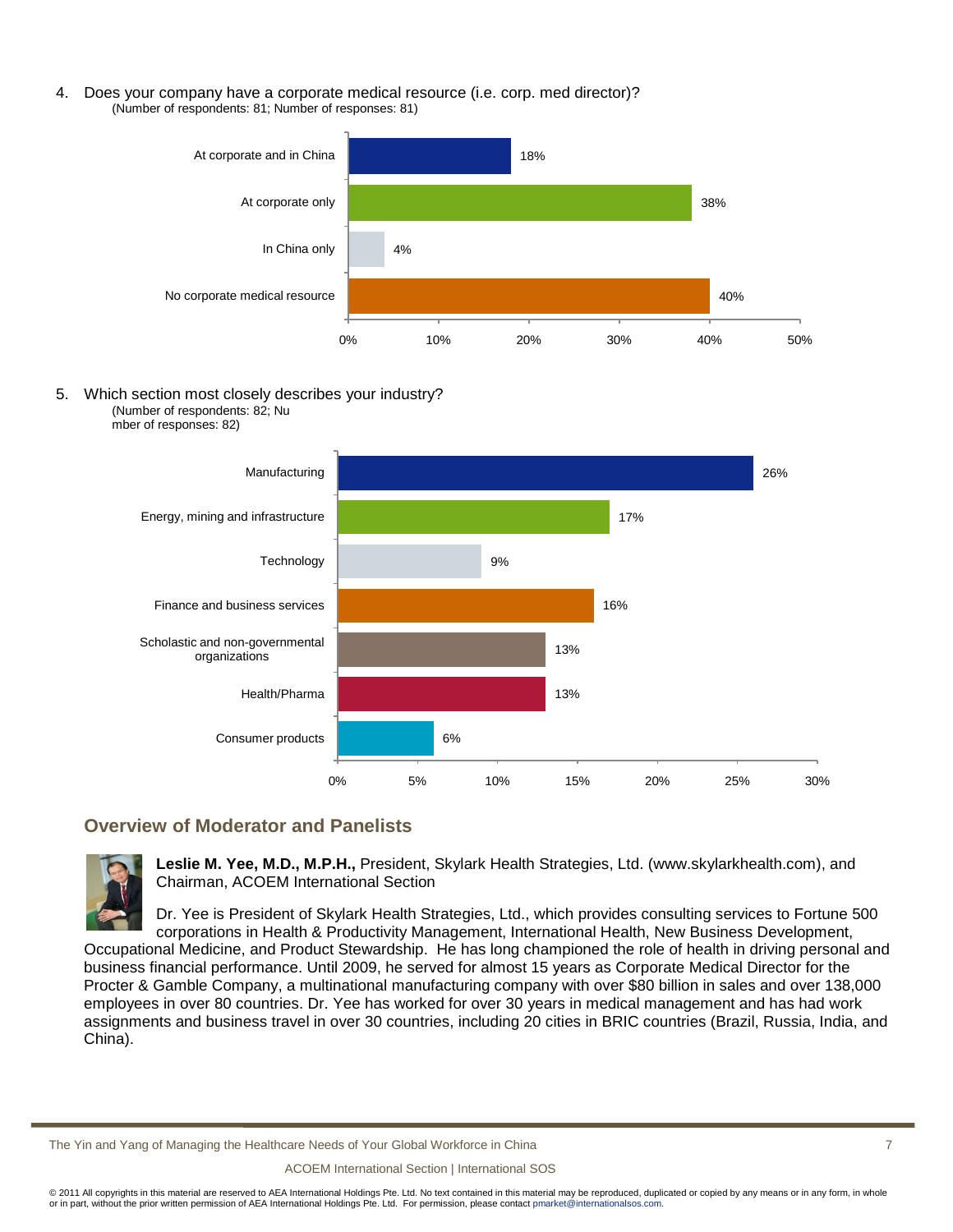4. Does your company have a corporate medical resource (i.e. corp. med director)?
(Number of respondents: 81; Number of responses: 81)

| Response | Percentage |
|---|---|
| At corporate and in China | 18% |
| At corporate only | 38% |
| In China only | 4% |
| No corporate medical resource | 40% |

5. Which section most closely describes your industry?
(Number of respondents: 82; Nu
mber of responses: 82)

| Industry | Percentage |
|---|---|
| Manufacturing | 26% |
| Energy, mining and infrastructure | 17% |
| Technology | 9% |
| Finance and business services | 16% |
| Scholastic and non-governmental organizations | 13% |
| Health/Pharma | 13% |
| Consumer products | 6% |

## Overview of Moderator and Panelists

**Leslie M. Yee, M.D., M.P.H.,** President, Skylark Health Strategies, Ltd. (www.skylarkhealth.com), and Chairman, ACOEM International Section

Dr. Yee is President of Skylark Health Strategies, Ltd., which provides consulting services to Fortune 500 corporations in Health & Productivity Management, International Health, New Business Development, Occupational Medicine, and Product Stewardship. He has long championed the role of health in driving personal and business financial performance. Until 2009, he served for almost 15 years as Corporate Medical Director for the Procter & Gamble Company, a multinational manufacturing company with over $80 billion in sales and over 138,000 employees in over 80 countries. Dr. Yee has worked for over 30 years in medical management and has had work assignments and business travel in over 30 countries, including 20 cities in BRIC countries (Brazil, Russia, India, and China).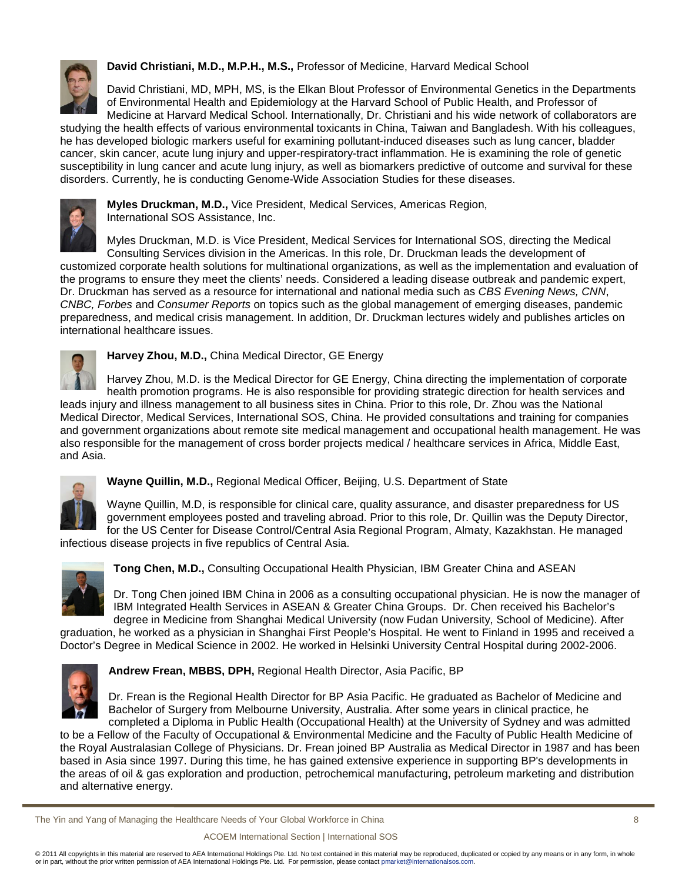**David Christiani, M.D., M.P.H., M.S.,** Professor of Medicine, Harvard Medical School

David Christiani, MD, MPH, MS, is the Elkan Blout Professor of Environmental Genetics in the Departments of Environmental Health and Epidemiology at the Harvard School of Public Health, and Professor of Medicine at Harvard Medical School. Internationally, Dr. Christiani and his wide network of collaborators are studying the health effects of various environmental toxicants in China, Taiwan and Bangladesh. With his colleagues, he has developed biologic markers useful for examining pollutant-induced diseases such as lung cancer, bladder cancer, skin cancer, acute lung injury and upper-respiratory-tract inflammation. He is examining the role of genetic susceptibility in lung cancer and acute lung injury, as well as biomarkers predictive of outcome and survival for these disorders. Currently, he is conducting Genome-Wide Association Studies for these diseases.

**Myles Druckman, M.D.,** Vice President, Medical Services, Americas Region, International SOS Assistance, Inc.

Myles Druckman, M.D. is Vice President, Medical Services for International SOS, directing the Medical Consulting Services division in the Americas. In this role, Dr. Druckman leads the development of customized corporate health solutions for multinational organizations, as well as the implementation and evaluation of the programs to ensure they meet the clients' needs. Considered a leading disease outbreak and pandemic expert, Dr. Druckman has served as a resource for international and national media such as *CBS Evening News, CNN*, *CNBC, Forbes* and *Consumer Reports* on topics such as the global management of emerging diseases, pandemic preparedness, and medical crisis management. In addition, Dr. Druckman lectures widely and publishes articles on international healthcare issues.

**Harvey Zhou, M.D.,** China Medical Director, GE Energy

Harvey Zhou, M.D. is the Medical Director for GE Energy, China directing the implementation of corporate health promotion programs. He is also responsible for providing strategic direction for health services and leads injury and illness management to all business sites in China. Prior to this role, Dr. Zhou was the National Medical Director, Medical Services, International SOS, China. He provided consultations and training for companies and government organizations about remote site medical management and occupational health management. He was also responsible for the management of cross border projects medical / healthcare services in Africa, Middle East, and Asia.

**Wayne Quillin, M.D.,** Regional Medical Officer, Beijing, U.S. Department of State

Wayne Quillin, M.D, is responsible for clinical care, quality assurance, and disaster preparedness for US government employees posted and traveling abroad. Prior to this role, Dr. Quillin was the Deputy Director, for the US Center for Disease Control/Central Asia Regional Program, Almaty, Kazakhstan. He managed infectious disease projects in five republics of Central Asia.

**Tong Chen, M.D.,** Consulting Occupational Health Physician, IBM Greater China and ASEAN

Dr. Tong Chen joined IBM China in 2006 as a consulting occupational physician. He is now the manager of IBM Integrated Health Services in ASEAN & Greater China Groups. Dr. Chen received his Bachelor's degree in Medicine from Shanghai Medical University (now Fudan University, School of Medicine). After graduation, he worked as a physician in Shanghai First People's Hospital. He went to Finland in 1995 and received a Doctor's Degree in Medical Science in 2002. He worked in Helsinki University Central Hospital during 2002-2006.

**Andrew Frean, MBBS, DPH,** Regional Health Director, Asia Pacific, BP

Dr. Frean is the Regional Health Director for BP Asia Pacific. He graduated as Bachelor of Medicine and Bachelor of Surgery from Melbourne University, Australia. After some years in clinical practice, he completed a Diploma in Public Health (Occupational Health) at the University of Sydney and was admitted to be a Fellow of the Faculty of Occupational & Environmental Medicine and the Faculty of Public Health Medicine of the Royal Australasian College of Physicians. Dr. Frean joined BP Australia as Medical Director in 1987 and has been based in Asia since 1997. During this time, he has gained extensive experience in supporting BP's developments in the areas of oil & gas exploration and production, petrochemical manufacturing, petroleum marketing and distribution and alternative energy.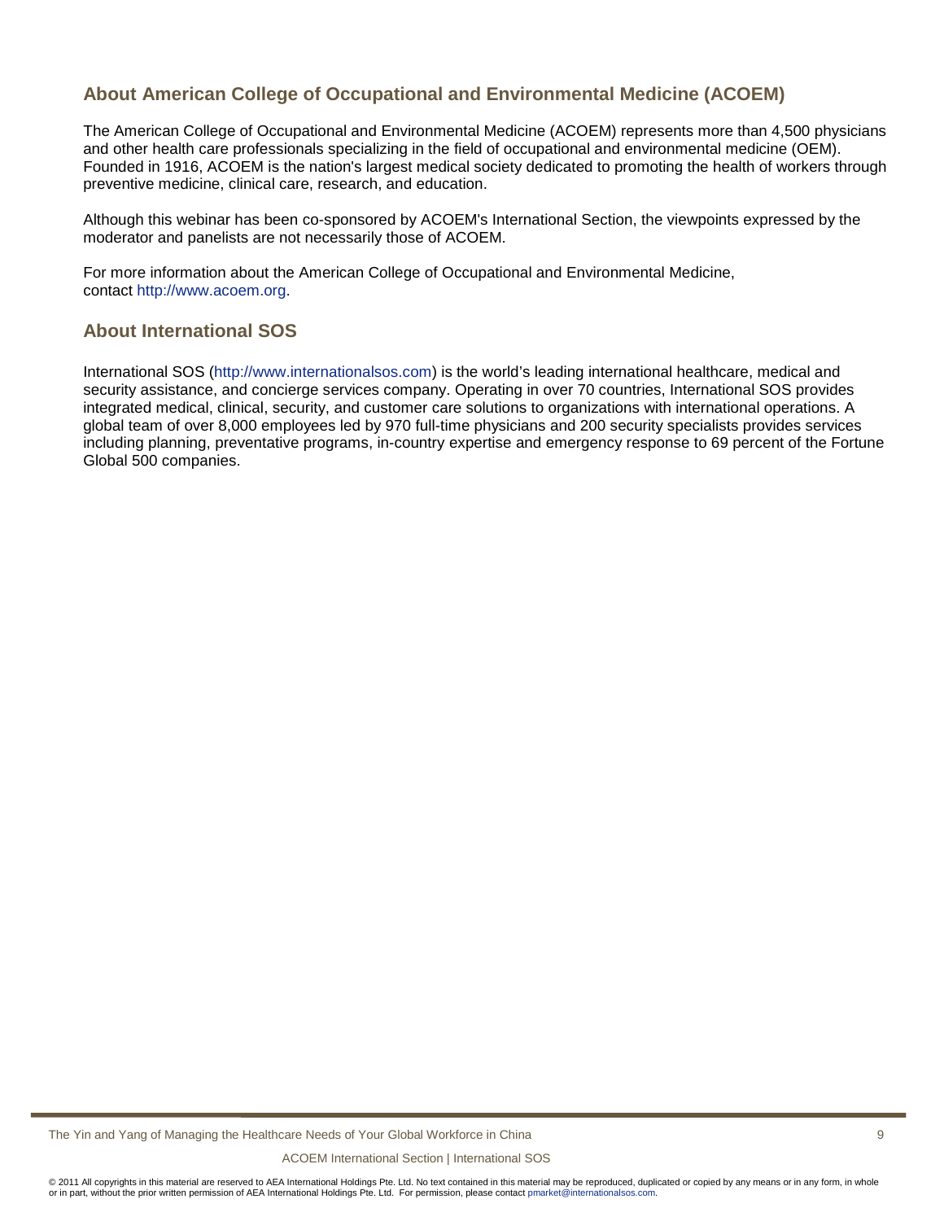## About American College of Occupational and Environmental Medicine (ACOEM)

The American College of Occupational and Environmental Medicine (ACOEM) represents more than 4,500 physicians and other health care professionals specializing in the field of occupational and environmental medicine (OEM). Founded in 1916, ACOEM is the nation's largest medical society dedicated to promoting the health of workers through preventive medicine, clinical care, research, and education.

Although this webinar has been co-sponsored by ACOEM's International Section, the viewpoints expressed by the moderator and panelists are not necessarily those of ACOEM.

For more information about the American College of Occupational and Environmental Medicine, contact http://www.acoem.org.

## About International SOS

International SOS (http://www.internationalsos.com) is the world's leading international healthcare, medical and security assistance, and concierge services company. Operating in over 70 countries, International SOS provides integrated medical, clinical, security, and customer care solutions to organizations with international operations. A global team of over 8,000 employees led by 970 full-time physicians and 200 security specialists provides services including planning, preventative programs, in-country expertise and emergency response to 69 percent of the Fortune Global 500 companies.

© 2011 All copyrights in this material are reserved to AEA International Holdings Pte. Ltd. No text contained in this material may be reproduced, duplicated or copied by any means or in any form, in whole or in part, without the prior written permission of AEA International Holdings Pte. Ltd. For permission, please contact pmarket@internationalsos.com.